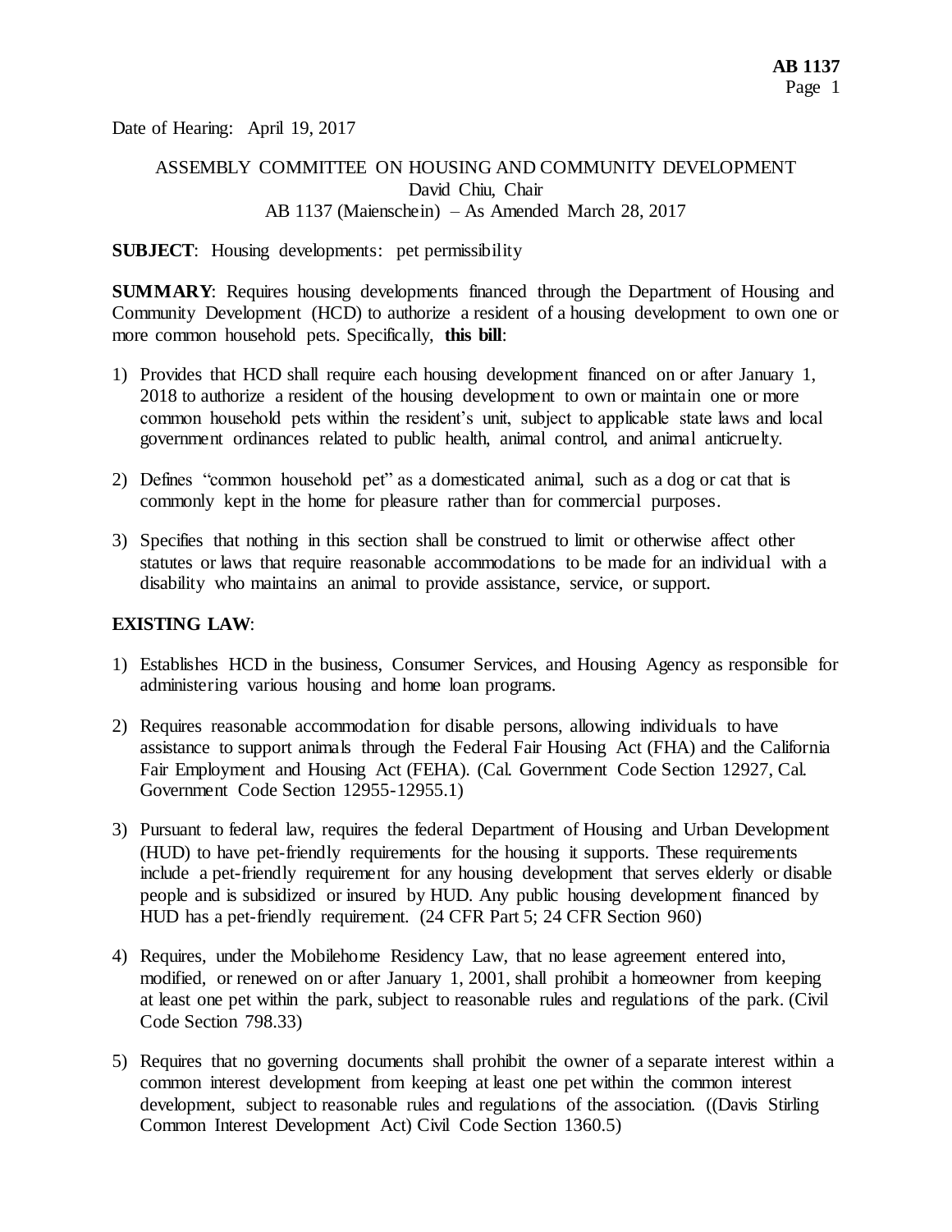Date of Hearing: April 19, 2017

ASSEMBLY COMMITTEE ON HOUSING AND COMMUNITY DEVELOPMENT
David Chiu, Chair
AB 1137 (Maienschein) – As Amended March 28, 2017

**SUBJECT**: Housing developments: pet permissibility

**SUMMARY**: Requires housing developments financed through the Department of Housing and Community Development (HCD) to authorize a resident of a housing development to own one or more common household pets. Specifically, **this bill**:

1) Provides that HCD shall require each housing development financed on or after January 1, 2018 to authorize a resident of the housing development to own or maintain one or more common household pets within the resident's unit, subject to applicable state laws and local government ordinances related to public health, animal control, and animal anticruelty.

2) Defines "common household pet" as a domesticated animal, such as a dog or cat that is commonly kept in the home for pleasure rather than for commercial purposes.

3) Specifies that nothing in this section shall be construed to limit or otherwise affect other statutes or laws that require reasonable accommodations to be made for an individual with a disability who maintains an animal to provide assistance, service, or support.

**EXISTING LAW**:

1) Establishes HCD in the business, Consumer Services, and Housing Agency as responsible for administering various housing and home loan programs.

2) Requires reasonable accommodation for disable persons, allowing individuals to have assistance to support animals through the Federal Fair Housing Act (FHA) and the California Fair Employment and Housing Act (FEHA). (Cal. Government Code Section 12927, Cal. Government Code Section 12955-12955.1)

3) Pursuant to federal law, requires the federal Department of Housing and Urban Development (HUD) to have pet-friendly requirements for the housing it supports. These requirements include a pet-friendly requirement for any housing development that serves elderly or disable people and is subsidized or insured by HUD. Any public housing development financed by HUD has a pet-friendly requirement. (24 CFR Part 5; 24 CFR Section 960)

4) Requires, under the Mobilehome Residency Law, that no lease agreement entered into, modified, or renewed on or after January 1, 2001, shall prohibit a homeowner from keeping at least one pet within the park, subject to reasonable rules and regulations of the park. (Civil Code Section 798.33)

5) Requires that no governing documents shall prohibit the owner of a separate interest within a common interest development from keeping at least one pet within the common interest development, subject to reasonable rules and regulations of the association. ((Davis Stirling Common Interest Development Act) Civil Code Section 1360.5)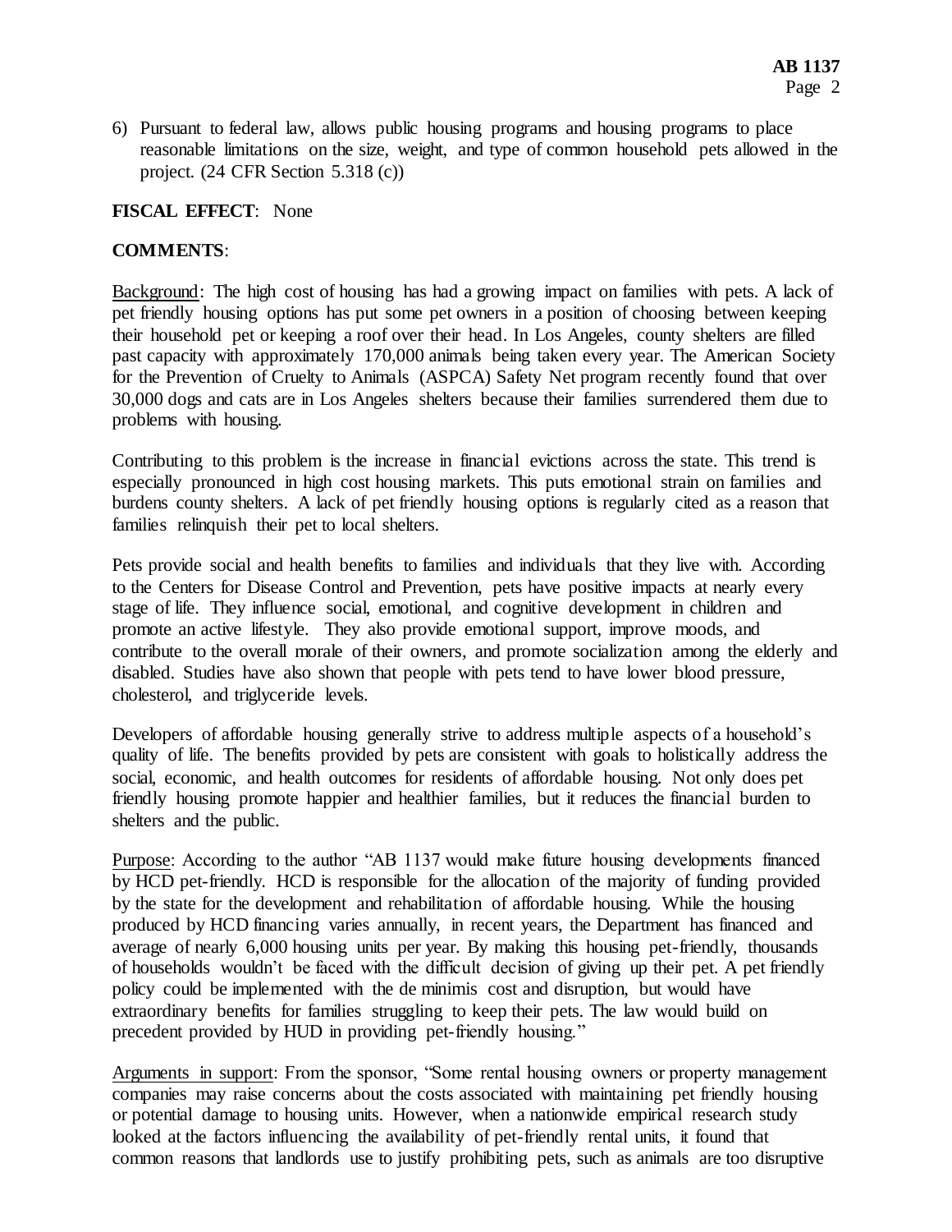6) Pursuant to federal law, allows public housing programs and housing programs to place reasonable limitations on the size, weight, and type of common household pets allowed in the project. (24 CFR Section 5.318 (c))

**FISCAL EFFECT**: None

**COMMENTS**:

Background: The high cost of housing has had a growing impact on families with pets. A lack of pet friendly housing options has put some pet owners in a position of choosing between keeping their household pet or keeping a roof over their head. In Los Angeles, county shelters are filled past capacity with approximately 170,000 animals being taken every year. The American Society for the Prevention of Cruelty to Animals (ASPCA) Safety Net program recently found that over 30,000 dogs and cats are in Los Angeles shelters because their families surrendered them due to problems with housing.

Contributing to this problem is the increase in financial evictions across the state. This trend is especially pronounced in high cost housing markets. This puts emotional strain on families and burdens county shelters. A lack of pet friendly housing options is regularly cited as a reason that families relinquish their pet to local shelters.

Pets provide social and health benefits to families and individuals that they live with. According to the Centers for Disease Control and Prevention, pets have positive impacts at nearly every stage of life. They influence social, emotional, and cognitive development in children and promote an active lifestyle. They also provide emotional support, improve moods, and contribute to the overall morale of their owners, and promote socialization among the elderly and disabled. Studies have also shown that people with pets tend to have lower blood pressure, cholesterol, and triglyceride levels.

Developers of affordable housing generally strive to address multiple aspects of a household's quality of life. The benefits provided by pets are consistent with goals to holistically address the social, economic, and health outcomes for residents of affordable housing. Not only does pet friendly housing promote happier and healthier families, but it reduces the financial burden to shelters and the public.

Purpose: According to the author "AB 1137 would make future housing developments financed by HCD pet-friendly. HCD is responsible for the allocation of the majority of funding provided by the state for the development and rehabilitation of affordable housing. While the housing produced by HCD financing varies annually, in recent years, the Department has financed and average of nearly 6,000 housing units per year. By making this housing pet-friendly, thousands of households wouldn't be faced with the difficult decision of giving up their pet. A pet friendly policy could be implemented with the de minimis cost and disruption, but would have extraordinary benefits for families struggling to keep their pets. The law would build on precedent provided by HUD in providing pet-friendly housing."

Arguments in support: From the sponsor, "Some rental housing owners or property management companies may raise concerns about the costs associated with maintaining pet friendly housing or potential damage to housing units. However, when a nationwide empirical research study looked at the factors influencing the availability of pet-friendly rental units, it found that common reasons that landlords use to justify prohibiting pets, such as animals are too disruptive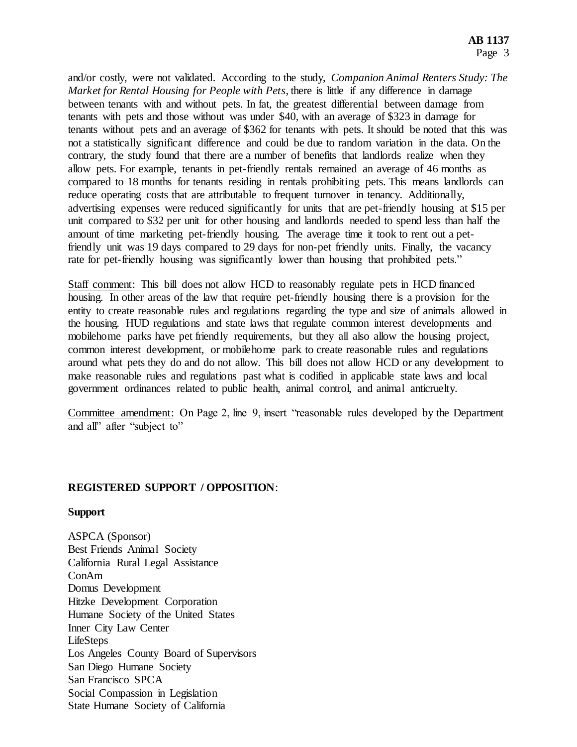and/or costly, were not validated. According to the study, *Companion Animal Renters Study: The Market for Rental Housing for People with Pets*, there is little if any difference in damage between tenants with and without pets. In fat, the greatest differential between damage from tenants with pets and those without was under $40, with an average of $323 in damage for tenants without pets and an average of $362 for tenants with pets. It should be noted that this was not a statistically significant difference and could be due to random variation in the data. On the contrary, the study found that there are a number of benefits that landlords realize when they allow pets. For example, tenants in pet-friendly rentals remained an average of 46 months as compared to 18 months for tenants residing in rentals prohibiting pets. This means landlords can reduce operating costs that are attributable to frequent turnover in tenancy. Additionally, advertising expenses were reduced significantly for units that are pet-friendly housing at $15 per unit compared to $32 per unit for other housing and landlords needed to spend less than half the amount of time marketing pet-friendly housing. The average time it took to rent out a pet-friendly unit was 19 days compared to 29 days for non-pet friendly units. Finally, the vacancy rate for pet-friendly housing was significantly lower than housing that prohibited pets."

Staff comment: This bill does not allow HCD to reasonably regulate pets in HCD financed housing. In other areas of the law that require pet-friendly housing there is a provision for the entity to create reasonable rules and regulations regarding the type and size of animals allowed in the housing. HUD regulations and state laws that regulate common interest developments and mobilehome parks have pet friendly requirements, but they all also allow the housing project, common interest development, or mobilehome park to create reasonable rules and regulations around what pets they do and do not allow. This bill does not allow HCD or any development to make reasonable rules and regulations past what is codified in applicable state laws and local government ordinances related to public health, animal control, and animal anticruelty.

Committee amendment: On Page 2, line 9, insert "reasonable rules developed by the Department and all" after "subject to"

**REGISTERED SUPPORT / OPPOSITION**:

**Support**

ASPCA (Sponsor)
Best Friends Animal Society
California Rural Legal Assistance
ConAm
Domus Development
Hitzke Development Corporation
Humane Society of the United States
Inner City Law Center
LifeSteps
Los Angeles County Board of Supervisors
San Diego Humane Society
San Francisco SPCA
Social Compassion in Legislation
State Humane Society of California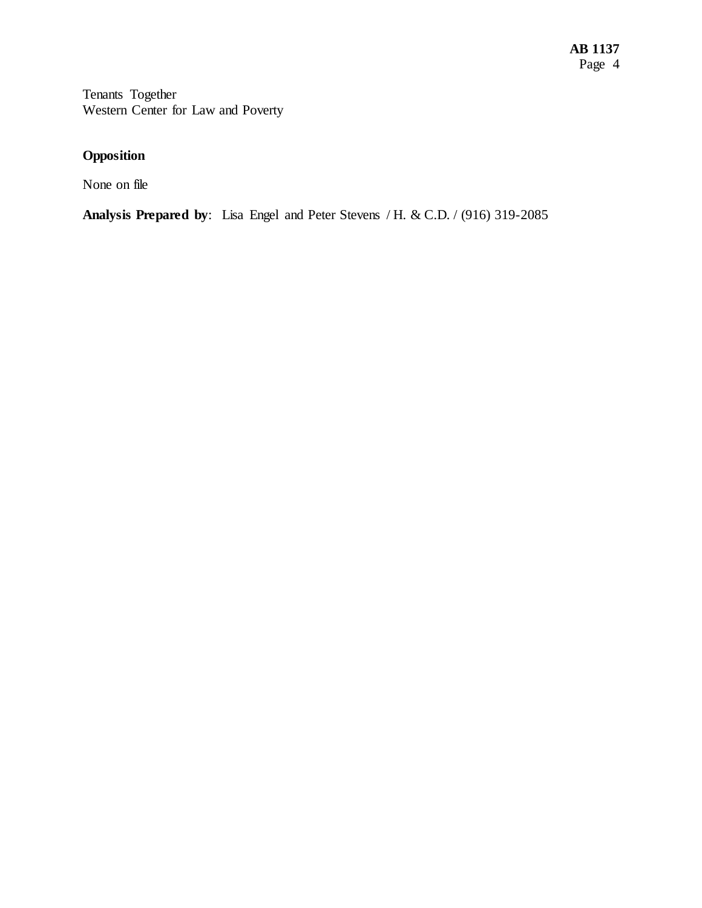Tenants Together
Western Center for Law and Poverty

**Opposition**

None on file

**Analysis Prepared by**: Lisa Engel and Peter Stevens / H. & C.D. / (916) 319-2085